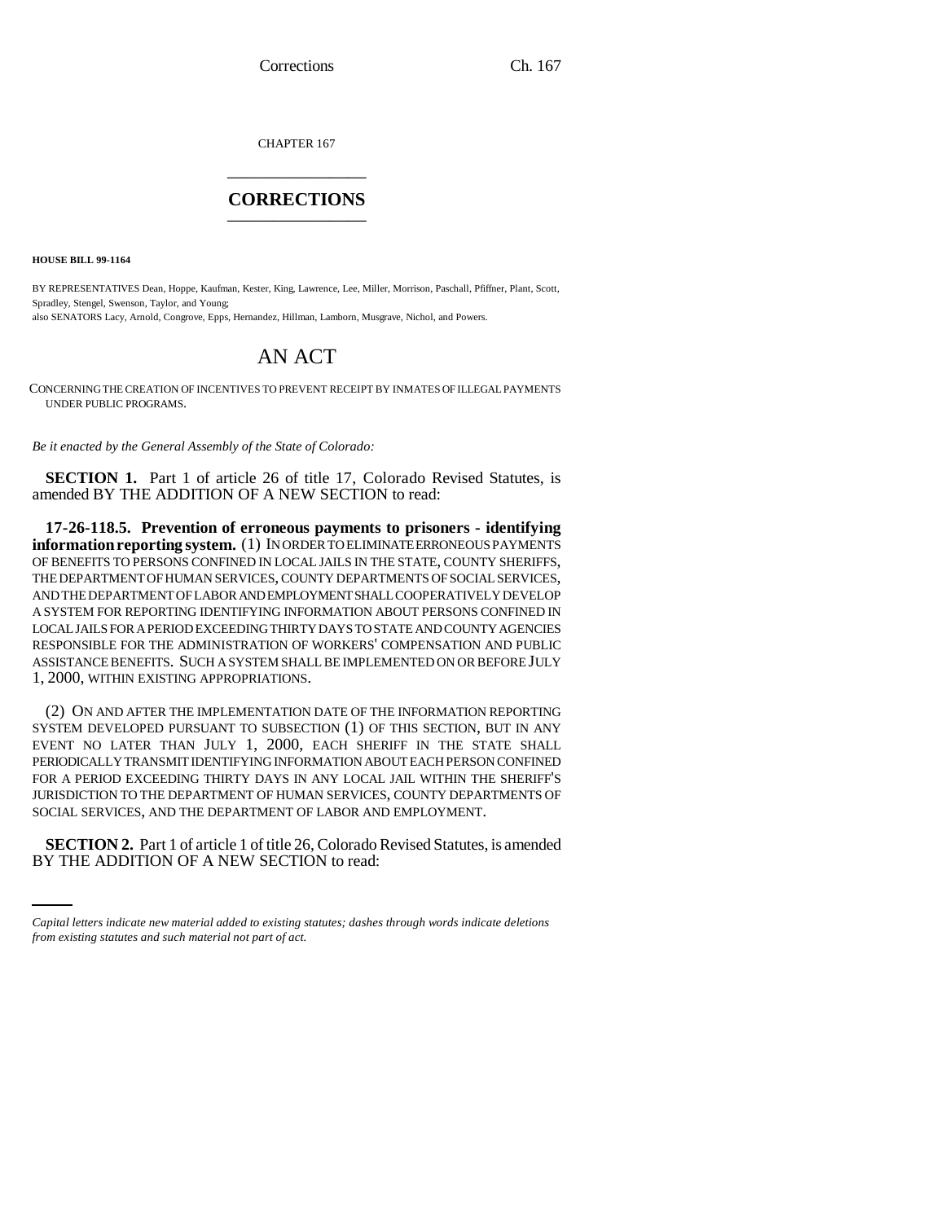CHAPTER 167

# CORRECTIONS

**HOUSE BILL 99-1164**

BY REPRESENTATIVES Dean, Hoppe, Kaufman, Kester, King, Lawrence, Lee, Miller, Morrison, Paschall, Pfiffner, Plant, Scott, Spradley, Stengel, Swenson, Taylor, and Young;
also SENATORS Lacy, Arnold, Congrove, Epps, Hernandez, Hillman, Lamborn, Musgrave, Nichol, and Powers.

# AN ACT

CONCERNING THE CREATION OF INCENTIVES TO PREVENT RECEIPT BY INMATES OF ILLEGAL PAYMENTS UNDER PUBLIC PROGRAMS.

*Be it enacted by the General Assembly of the State of Colorado:*

**SECTION 1.** Part 1 of article 26 of title 17, Colorado Revised Statutes, is amended BY THE ADDITION OF A NEW SECTION to read:

**17-26-118.5. Prevention of erroneous payments to prisoners - identifying information reporting system.** (1) IN ORDER TO ELIMINATE ERRONEOUS PAYMENTS OF BENEFITS TO PERSONS CONFINED IN LOCAL JAILS IN THE STATE, COUNTY SHERIFFS, THE DEPARTMENT OF HUMAN SERVICES, COUNTY DEPARTMENTS OF SOCIAL SERVICES, AND THE DEPARTMENT OF LABOR AND EMPLOYMENT SHALL COOPERATIVELY DEVELOP A SYSTEM FOR REPORTING IDENTIFYING INFORMATION ABOUT PERSONS CONFINED IN LOCAL JAILS FOR A PERIOD EXCEEDING THIRTY DAYS TO STATE AND COUNTY AGENCIES RESPONSIBLE FOR THE ADMINISTRATION OF WORKERS' COMPENSATION AND PUBLIC ASSISTANCE BENEFITS. SUCH A SYSTEM SHALL BE IMPLEMENTED ON OR BEFORE JULY 1, 2000, WITHIN EXISTING APPROPRIATIONS.

(2) ON AND AFTER THE IMPLEMENTATION DATE OF THE INFORMATION REPORTING SYSTEM DEVELOPED PURSUANT TO SUBSECTION (1) OF THIS SECTION, BUT IN ANY EVENT NO LATER THAN JULY 1, 2000, EACH SHERIFF IN THE STATE SHALL PERIODICALLY TRANSMIT IDENTIFYING INFORMATION ABOUT EACH PERSON CONFINED FOR A PERIOD EXCEEDING THIRTY DAYS IN ANY LOCAL JAIL WITHIN THE SHERIFF'S JURISDICTION TO THE DEPARTMENT OF HUMAN SERVICES, COUNTY DEPARTMENTS OF SOCIAL SERVICES, AND THE DEPARTMENT OF LABOR AND EMPLOYMENT.

**SECTION 2.** Part 1 of article 1 of title 26, Colorado Revised Statutes, is amended BY THE ADDITION OF A NEW SECTION to read:

*Capital letters indicate new material added to existing statutes; dashes through words indicate deletions from existing statutes and such material not part of act.*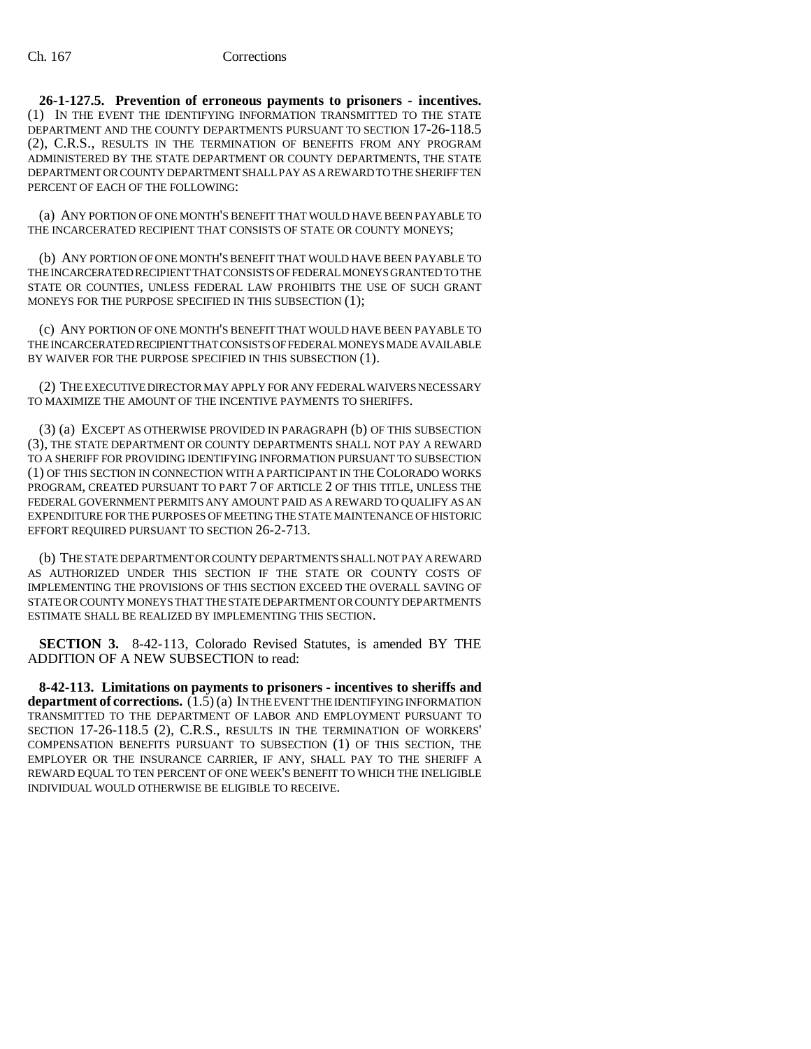**26-1-127.5. Prevention of erroneous payments to prisoners - incentives.** (1) IN THE EVENT THE IDENTIFYING INFORMATION TRANSMITTED TO THE STATE DEPARTMENT AND THE COUNTY DEPARTMENTS PURSUANT TO SECTION 17-26-118.5 (2), C.R.S., RESULTS IN THE TERMINATION OF BENEFITS FROM ANY PROGRAM ADMINISTERED BY THE STATE DEPARTMENT OR COUNTY DEPARTMENTS, THE STATE DEPARTMENT OR COUNTY DEPARTMENT SHALL PAY AS A REWARD TO THE SHERIFF TEN PERCENT OF EACH OF THE FOLLOWING:

(a) ANY PORTION OF ONE MONTH'S BENEFIT THAT WOULD HAVE BEEN PAYABLE TO THE INCARCERATED RECIPIENT THAT CONSISTS OF STATE OR COUNTY MONEYS;

(b) ANY PORTION OF ONE MONTH'S BENEFIT THAT WOULD HAVE BEEN PAYABLE TO THE INCARCERATED RECIPIENT THAT CONSISTS OF FEDERAL MONEYS GRANTED TO THE STATE OR COUNTIES, UNLESS FEDERAL LAW PROHIBITS THE USE OF SUCH GRANT MONEYS FOR THE PURPOSE SPECIFIED IN THIS SUBSECTION (1);

(c) ANY PORTION OF ONE MONTH'S BENEFIT THAT WOULD HAVE BEEN PAYABLE TO THE INCARCERATED RECIPIENT THAT CONSISTS OF FEDERAL MONEYS MADE AVAILABLE BY WAIVER FOR THE PURPOSE SPECIFIED IN THIS SUBSECTION (1).

(2) THE EXECUTIVE DIRECTOR MAY APPLY FOR ANY FEDERAL WAIVERS NECESSARY TO MAXIMIZE THE AMOUNT OF THE INCENTIVE PAYMENTS TO SHERIFFS.

(3) (a) EXCEPT AS OTHERWISE PROVIDED IN PARAGRAPH (b) OF THIS SUBSECTION (3), THE STATE DEPARTMENT OR COUNTY DEPARTMENTS SHALL NOT PAY A REWARD TO A SHERIFF FOR PROVIDING IDENTIFYING INFORMATION PURSUANT TO SUBSECTION (1) OF THIS SECTION IN CONNECTION WITH A PARTICIPANT IN THE COLORADO WORKS PROGRAM, CREATED PURSUANT TO PART 7 OF ARTICLE 2 OF THIS TITLE, UNLESS THE FEDERAL GOVERNMENT PERMITS ANY AMOUNT PAID AS A REWARD TO QUALIFY AS AN EXPENDITURE FOR THE PURPOSES OF MEETING THE STATE MAINTENANCE OF HISTORIC EFFORT REQUIRED PURSUANT TO SECTION 26-2-713.

(b) THE STATE DEPARTMENT OR COUNTY DEPARTMENTS SHALL NOT PAY A REWARD AS AUTHORIZED UNDER THIS SECTION IF THE STATE OR COUNTY COSTS OF IMPLEMENTING THE PROVISIONS OF THIS SECTION EXCEED THE OVERALL SAVING OF STATE OR COUNTY MONEYS THAT THE STATE DEPARTMENT OR COUNTY DEPARTMENTS ESTIMATE SHALL BE REALIZED BY IMPLEMENTING THIS SECTION.

**SECTION 3.** 8-42-113, Colorado Revised Statutes, is amended BY THE ADDITION OF A NEW SUBSECTION to read:

**8-42-113. Limitations on payments to prisoners - incentives to sheriffs and department of corrections.** (1.5) (a) IN THE EVENT THE IDENTIFYING INFORMATION TRANSMITTED TO THE DEPARTMENT OF LABOR AND EMPLOYMENT PURSUANT TO SECTION 17-26-118.5 (2), C.R.S., RESULTS IN THE TERMINATION OF WORKERS' COMPENSATION BENEFITS PURSUANT TO SUBSECTION (1) OF THIS SECTION, THE EMPLOYER OR THE INSURANCE CARRIER, IF ANY, SHALL PAY TO THE SHERIFF A REWARD EQUAL TO TEN PERCENT OF ONE WEEK'S BENEFIT TO WHICH THE INELIGIBLE INDIVIDUAL WOULD OTHERWISE BE ELIGIBLE TO RECEIVE.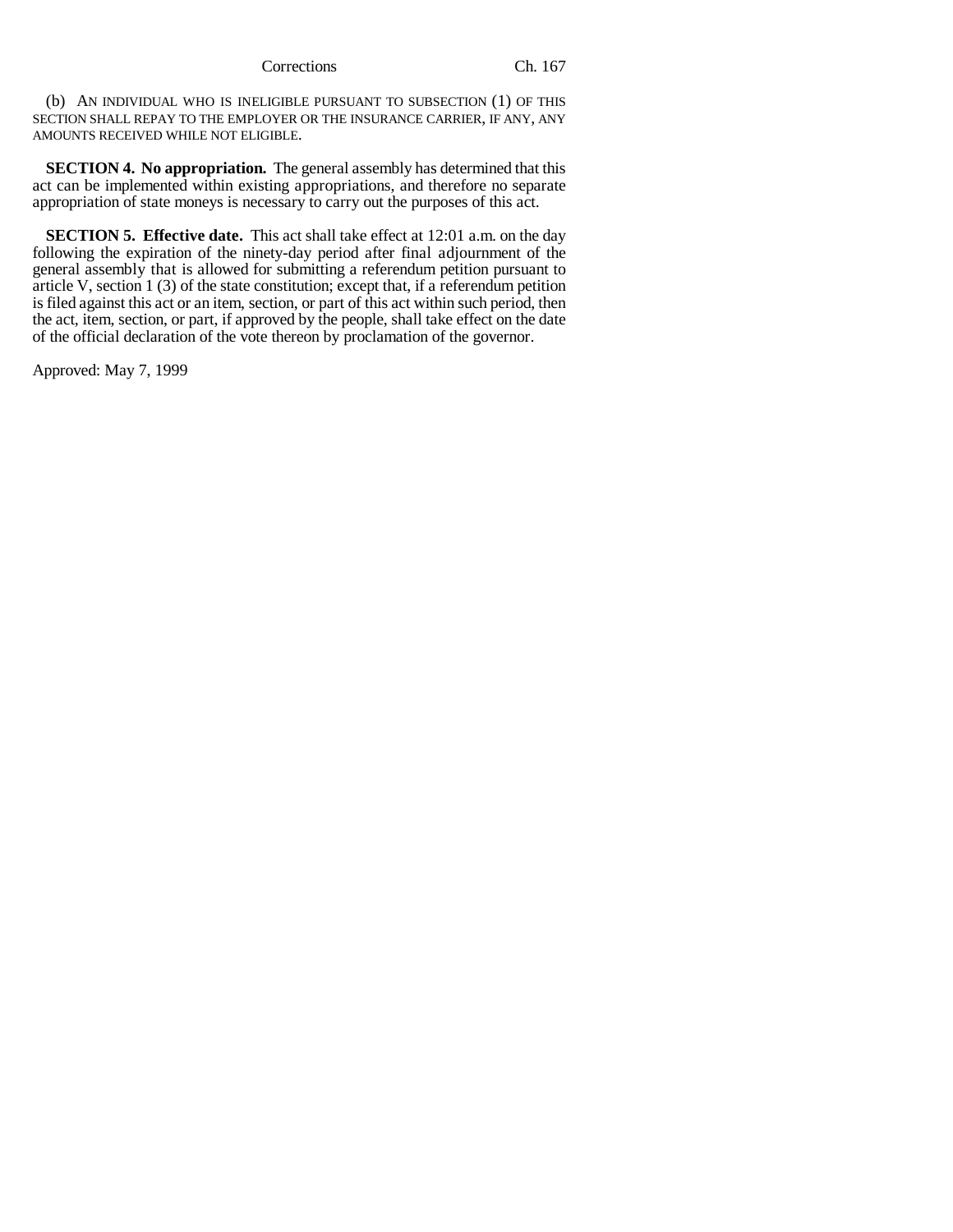(b) AN INDIVIDUAL WHO IS INELIGIBLE PURSUANT TO SUBSECTION (1) OF THIS SECTION SHALL REPAY TO THE EMPLOYER OR THE INSURANCE CARRIER, IF ANY, ANY AMOUNTS RECEIVED WHILE NOT ELIGIBLE.

**SECTION 4. No appropriation.** The general assembly has determined that this act can be implemented within existing appropriations, and therefore no separate appropriation of state moneys is necessary to carry out the purposes of this act.

**SECTION 5. Effective date.** This act shall take effect at 12:01 a.m. on the day following the expiration of the ninety-day period after final adjournment of the general assembly that is allowed for submitting a referendum petition pursuant to article V, section 1 (3) of the state constitution; except that, if a referendum petition is filed against this act or an item, section, or part of this act within such period, then the act, item, section, or part, if approved by the people, shall take effect on the date of the official declaration of the vote thereon by proclamation of the governor.

Approved: May 7, 1999